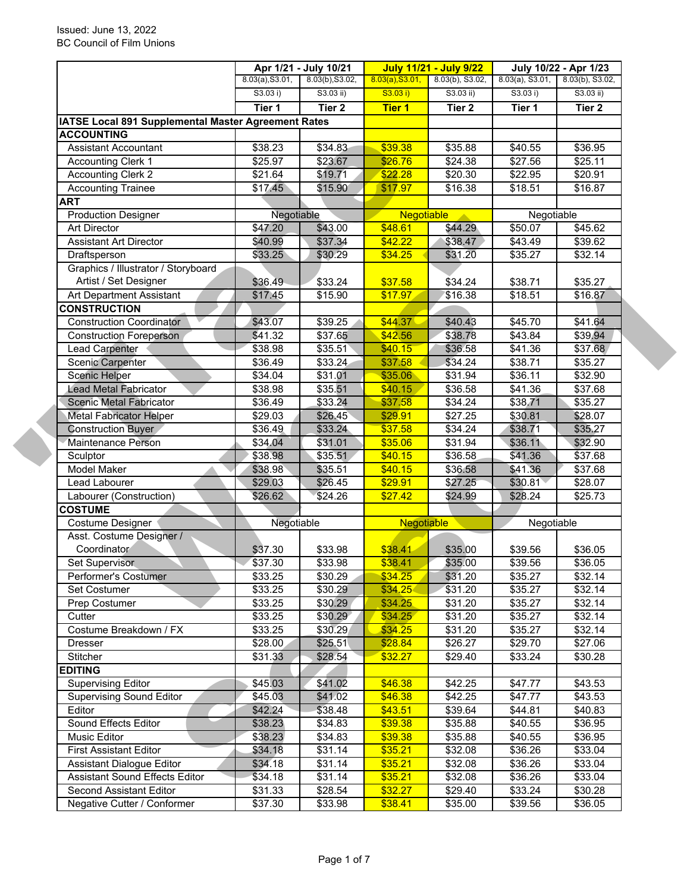Issued: June 13, 2022
BC Council of Film Unions

| | Apr 1/21 - July 10/21 | | July 11/21 - July 9/22 | | July 10/22 - Apr 1/23 | |
|---|---|---|---|---|---|---|
| | 8.03(a),S3.01, S3.03 i) | 8.03(b),S3.02, S3.03 ii) | 8.03(a),S3.01, S3.03 i) | 8.03(b), S3.02, S3.03 ii) | 8.03(a), S3.01, S3.03 i) | 8.03(b), S3.02, S3.03 ii) |
| | **Tier 1** | **Tier 2** | **Tier 1** | **Tier 2** | **Tier 1** | **Tier 2** |
| **IATSE Local 891 Supplemental Master Agreement Rates** | | | | | | |
| **ACCOUNTING** | | | | | | |
| Assistant Accountant | $38.23 | $34.83 | $39.38 | $35.88 | $40.55 | $36.95 |
| Accounting Clerk 1 | $25.97 | $23.67 | $26.76 | $24.38 | $27.56 | $25.11 |
| Accounting Clerk 2 | $21.64 | $19.71 | $22.28 | $20.30 | $22.95 | $20.91 |
| Accounting Trainee | $17.45 | $15.90 | $17.97 | $16.38 | $18.51 | $16.87 |
| **ART** | | | | | | |
| Production Designer | Negotiable | | Negotiable | | Negotiable | |
| Art Director | $47.20 | $43.00 | $48.61 | $44.29 | $50.07 | $45.62 |
| Assistant Art Director | $40.99 | $37.34 | $42.22 | $38.47 | $43.49 | $39.62 |
| Draftsperson | $33.25 | $30.29 | $34.25 | $31.20 | $35.27 | $32.14 |
| Graphics / Illustrator / Storyboard Artist / Set Designer | $36.49 | $33.24 | $37.58 | $34.24 | $38.71 | $35.27 |
| Art Department Assistant | $17.45 | $15.90 | $17.97 | $16.38 | $18.51 | $16.87 |
| **CONSTRUCTION** | | | | | | |
| Construction Coordinator | $43.07 | $39.25 | $44.37 | $40.43 | $45.70 | $41.64 |
| Construction Foreperson | $41.32 | $37.65 | $42.56 | $38.78 | $43.84 | $39.94 |
| Lead Carpenter | $38.98 | $35.51 | $40.15 | $36.58 | $41.36 | $37.68 |
| Scenic Carpenter | $36.49 | $33.24 | $37.58 | $34.24 | $38.71 | $35.27 |
| Scenic Helper | $34.04 | $31.01 | $35.06 | $31.94 | $36.11 | $32.90 |
| Lead Metal Fabricator | $38.98 | $35.51 | $40.15 | $36.58 | $41.36 | $37.68 |
| Scenic Metal Fabricator | $36.49 | $33.24 | $37.58 | $34.24 | $38.71 | $35.27 |
| Metal Fabricator Helper | $29.03 | $26.45 | $29.91 | $27.25 | $30.81 | $28.07 |
| Construction Buyer | $36.49 | $33.24 | $37.58 | $34.24 | $38.71 | $35.27 |
| Maintenance Person | $34.04 | $31.01 | $35.06 | $31.94 | $36.11 | $32.90 |
| Sculptor | $38.98 | $35.51 | $40.15 | $36.58 | $41.36 | $37.68 |
| Model Maker | $38.98 | $35.51 | $40.15 | $36.58 | $41.36 | $37.68 |
| Lead Labourer | $29.03 | $26.45 | $29.91 | $27.25 | $30.81 | $28.07 |
| Labourer (Construction) | $26.62 | $24.26 | $27.42 | $24.99 | $28.24 | $25.73 |
| **COSTUME** | | | | | | |
| Costume Designer | Negotiable | | Negotiable | | Negotiable | |
| Asst. Costume Designer / Coordinator | $37.30 | $33.98 | $38.41 | $35.00 | $39.56 | $36.05 |
| Set Supervisor | $37.30 | $33.98 | $38.41 | $35.00 | $39.56 | $36.05 |
| Performer's Costumer | $33.25 | $30.29 | $34.25 | $31.20 | $35.27 | $32.14 |
| Set Costumer | $33.25 | $30.29 | $34.25 | $31.20 | $35.27 | $32.14 |
| Prep Costumer | $33.25 | $30.29 | $34.25 | $31.20 | $35.27 | $32.14 |
| Cutter | $33.25 | $30.29 | $34.25 | $31.20 | $35.27 | $32.14 |
| Costume Breakdown / FX | $33.25 | $30.29 | $34.25 | $31.20 | $35.27 | $32.14 |
| Dresser | $28.00 | $25.51 | $28.84 | $26.27 | $29.70 | $27.06 |
| Stitcher | $31.33 | $28.54 | $32.27 | $29.40 | $33.24 | $30.28 |
| **EDITING** | | | | | | |
| Supervising Editor | $45.03 | $41.02 | $46.38 | $42.25 | $47.77 | $43.53 |
| Supervising Sound Editor | $45.03 | $41.02 | $46.38 | $42.25 | $47.77 | $43.53 |
| Editor | $42.24 | $38.48 | $43.51 | $39.64 | $44.81 | $40.83 |
| Sound Effects Editor | $38.23 | $34.83 | $39.38 | $35.88 | $40.55 | $36.95 |
| Music Editor | $38.23 | $34.83 | $39.38 | $35.88 | $40.55 | $36.95 |
| First Assistant Editor | $34.18 | $31.14 | $35.21 | $32.08 | $36.26 | $33.04 |
| Assistant Dialogue Editor | $34.18 | $31.14 | $35.21 | $32.08 | $36.26 | $33.04 |
| Assistant Sound Effects Editor | $34.18 | $31.14 | $35.21 | $32.08 | $36.26 | $33.04 |
| Second Assistant Editor | $31.33 | $28.54 | $32.27 | $29.40 | $33.24 | $30.28 |
| Negative Cutter / Conformer | $37.30 | $33.98 | $38.41 | $35.00 | $39.56 | $36.05 |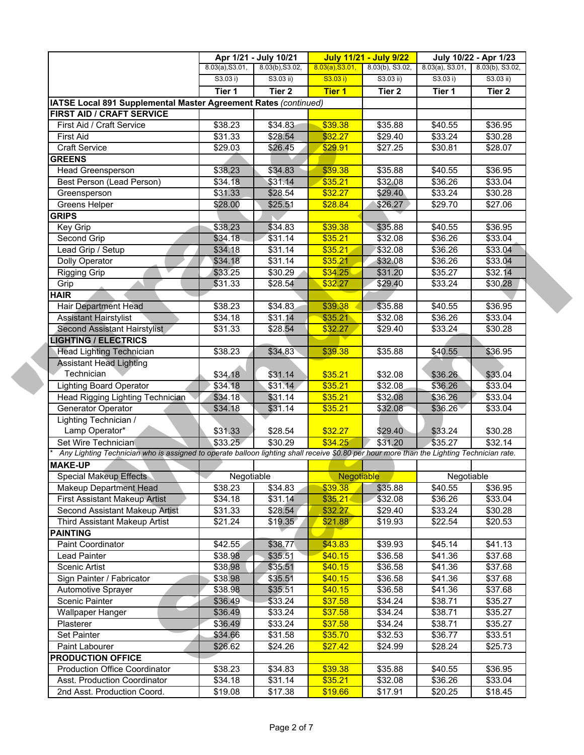| | Apr 1/21 - July 10/21 | | July 11/21 - July 9/22 | | July 10/22 - Apr 1/23 | |
|---|---|---|---|---|---|---|
| | 8.03(a),S3.01, S3.03 i) | 8.03(b),S3.02, S3.03 ii) | 8.03(a),S3.01, S3.03 i) | 8.03(b), S3.02, S3.03 ii) | 8.03(a), S3.01, S3.03 i) | 8.03(b), S3.02, S3.03 ii) |
| | **Tier 1** | **Tier 2** | **Tier 1** | **Tier 2** | **Tier 1** | **Tier 2** |
| **IATSE Local 891 Supplemental Master Agreement Rates** *(continued)* | | | | | | |
| **FIRST AID / CRAFT SERVICE** | | | | | | |
| First Aid / Craft Service | $38.23 | $34.83 | $39.38 | $35.88 | $40.55 | $36.95 |
| First Aid | $31.33 | $28.54 | $32.27 | $29.40 | $33.24 | $30.28 |
| Craft Service | $29.03 | $26.45 | $29.91 | $27.25 | $30.81 | $28.07 |
| **GREENS** | | | | | | |
| Head Greensperson | $38.23 | $34.83 | $39.38 | $35.88 | $40.55 | $36.95 |
| Best Person (Lead Person) | $34.18 | $31.14 | $35.21 | $32.08 | $36.26 | $33.04 |
| Greensperson | $31.33 | $28.54 | $32.27 | $29.40 | $33.24 | $30.28 |
| Greens Helper | $28.00 | $25.51 | $28.84 | $26.27 | $29.70 | $27.06 |
| **GRIPS** | | | | | | |
| Key Grip | $38.23 | $34.83 | $39.38 | $35.88 | $40.55 | $36.95 |
| Second Grip | $34.18 | $31.14 | $35.21 | $32.08 | $36.26 | $33.04 |
| Lead Grip / Setup | $34.18 | $31.14 | $35.21 | $32.08 | $36.26 | $33.04 |
| Dolly Operator | $34.18 | $31.14 | $35.21 | $32.08 | $36.26 | $33.04 |
| Rigging Grip | $33.25 | $30.29 | $34.25 | $31.20 | $35.27 | $32.14 |
| Grip | $31.33 | $28.54 | $32.27 | $29.40 | $33.24 | $30.28 |
| **HAIR** | | | | | | |
| Hair Department Head | $38.23 | $34.83 | $39.38 | $35.88 | $40.55 | $36.95 |
| Assistant Hairstylist | $34.18 | $31.14 | $35.21 | $32.08 | $36.26 | $33.04 |
| Second Assistant Hairstylist | $31.33 | $28.54 | $32.27 | $29.40 | $33.24 | $30.28 |
| **LIGHTING / ELECTRICS** | | | | | | |
| Head Lighting Technician | $38.23 | $34.83 | $39.38 | $35.88 | $40.55 | $36.95 |
| Assistant Head Lighting Technician | $34.18 | $31.14 | $35.21 | $32.08 | $36.26 | $33.04 |
| Lighting Board Operator | $34.18 | $31.14 | $35.21 | $32.08 | $36.26 | $33.04 |
| Head Rigging Lighting Technician | $34.18 | $31.14 | $35.21 | $32.08 | $36.26 | $33.04 |
| Generator Operator | $34.18 | $31.14 | $35.21 | $32.08 | $36.26 | $33.04 |
| Lighting Technician / Lamp Operator* | $31.33 | $28.54 | $32.27 | $29.40 | $33.24 | $30.28 |
| Set Wire Technician | $33.25 | $30.29 | $34.25 | $31.20 | $35.27 | $32.14 |
| * *Any Lighting Technician who is assigned to operate balloon lighting shall receive $0.80 per hour more than the Lighting Technician rate.* | | | | | | |
| **MAKE-UP** | | | | | | |
| Special Makeup Effects | Negotiable | | Negotiable | | Negotiable | |
| Makeup Department Head | $38.23 | $34.83 | $39.38 | $35.88 | $40.55 | $36.95 |
| First Assistant Makeup Artist | $34.18 | $31.14 | $35.21 | $32.08 | $36.26 | $33.04 |
| Second Assistant Makeup Artist | $31.33 | $28.54 | $32.27 | $29.40 | $33.24 | $30.28 |
| Third Assistant Makeup Artist | $21.24 | $19.35 | $21.88 | $19.93 | $22.54 | $20.53 |
| **PAINTING** | | | | | | |
| Paint Coordinator | $42.55 | $38.77 | $43.83 | $39.93 | $45.14 | $41.13 |
| Lead Painter | $38.98 | $35.51 | $40.15 | $36.58 | $41.36 | $37.68 |
| Scenic Artist | $38.98 | $35.51 | $40.15 | $36.58 | $41.36 | $37.68 |
| Sign Painter / Fabricator | $38.98 | $35.51 | $40.15 | $36.58 | $41.36 | $37.68 |
| Automotive Sprayer | $38.98 | $35.51 | $40.15 | $36.58 | $41.36 | $37.68 |
| Scenic Painter | $36.49 | $33.24 | $37.58 | $34.24 | $38.71 | $35.27 |
| Wallpaper Hanger | $36.49 | $33.24 | $37.58 | $34.24 | $38.71 | $35.27 |
| Plasterer | $36.49 | $33.24 | $37.58 | $34.24 | $38.71 | $35.27 |
| Set Painter | $34.66 | $31.58 | $35.70 | $32.53 | $36.77 | $33.51 |
| Paint Labourer | $26.62 | $24.26 | $27.42 | $24.99 | $28.24 | $25.73 |
| **PRODUCTION OFFICE** | | | | | | |
| Production Office Coordinator | $38.23 | $34.83 | $39.38 | $35.88 | $40.55 | $36.95 |
| Asst. Production Coordinator | $34.18 | $31.14 | $35.21 | $32.08 | $36.26 | $33.04 |
| 2nd Asst. Production Coord. | $19.08 | $17.38 | $19.66 | $17.91 | $20.25 | $18.45 |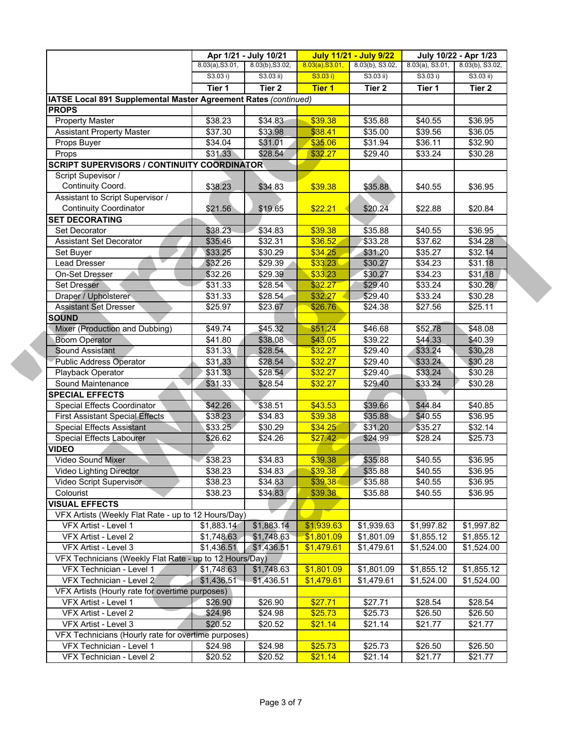| | Apr 1/21 - July 10/21 | | July 11/21 - July 9/22 | | July 10/22 - Apr 1/23 | |
|---|---|---|---|---|---|---|
| | 8.03(a),S3.01, S3.03 i) | 8.03(b),S3.02, S3.03 ii) | 8.03(a),S3.01, S3.03 i) | 8.03(b), S3.02, S3.03 ii) | 8.03(a), S3.01, S3.03 i) | 8.03(b), S3.02, S3.03 ii) |
| | Tier 1 | Tier 2 | Tier 1 | Tier 2 | Tier 1 | Tier 2 |
| **IATSE Local 891 Supplemental Master Agreement Rates** *(continued)* | | | | | | |
| **PROPS** | | | | | | |
| Property Master | $38.23 | $34.83 | $39.38 | $35.88 | $40.55 | $36.95 |
| Assistant Property Master | $37.30 | $33.98 | $38.41 | $35.00 | $39.56 | $36.05 |
| Props Buyer | $34.04 | $31.01 | $35.06 | $31.94 | $36.11 | $32.90 |
| Props | $31.33 | $28.54 | $32.27 | $29.40 | $33.24 | $30.28 |
| **SCRIPT SUPERVISORS / CONTINUITY COORDINATOR** | | | | | | |
| Script Supevisor / Continuity Coord. | $38.23 | $34.83 | $39.38 | $35.88 | $40.55 | $36.95 |
| Assistant to Script Supervisor / Continuity Coordinator | $21.56 | $19.65 | $22.21 | $20.24 | $22.88 | $20.84 |
| **SET DECORATING** | | | | | | |
| Set Decorator | $38.23 | $34.83 | $39.38 | $35.88 | $40.55 | $36.95 |
| Assistant Set Decorator | $35.46 | $32.31 | $36.52 | $33.28 | $37.62 | $34.28 |
| Set Buyer | $33.25 | $30.29 | $34.25 | $31.20 | $35.27 | $32.14 |
| Lead Dresser | $32.26 | $29.39 | $33.23 | $30.27 | $34.23 | $31.18 |
| On-Set Dresser | $32.26 | $29.39 | $33.23 | $30.27 | $34.23 | $31.18 |
| Set Dresser | $31.33 | $28.54 | $32.27 | $29.40 | $33.24 | $30.28 |
| Draper / Upholsterer | $31.33 | $28.54 | $32.27 | $29.40 | $33.24 | $30.28 |
| Assistant Set Dresser | $25.97 | $23.67 | $26.76 | $24.38 | $27.56 | $25.11 |
| **SOUND** | | | | | | |
| Mixer (Production and Dubbing) | $49.74 | $45.32 | $51.24 | $46.68 | $52.78 | $48.08 |
| Boom Operator | $41.80 | $38.08 | $43.05 | $39.22 | $44.33 | $40.39 |
| Sound Assistant | $31.33 | $28.54 | $32.27 | $29.40 | $33.24 | $30.28 |
| Public Address Operator | $31.33 | $28.54 | $32.27 | $29.40 | $33.24 | $30.28 |
| Playback Operator | $31.33 | $28.54 | $32.27 | $29.40 | $33.24 | $30.28 |
| Sound Maintenance | $31.33 | $28.54 | $32.27 | $29.40 | $33.24 | $30.28 |
| **SPECIAL EFFECTS** | | | | | | |
| Special Effects Coordinator | $42.26 | $38.51 | $43.53 | $39.66 | $44.84 | $40.85 |
| First Assistant Special Effects | $38.23 | $34.83 | $39.38 | $35.88 | $40.55 | $36.95 |
| Special Effects Assistant | $33.25 | $30.29 | $34.25 | $31.20 | $35.27 | $32.14 |
| Special Effects Labourer | $26.62 | $24.26 | $27.42 | $24.99 | $28.24 | $25.73 |
| **VIDEO** | | | | | | |
| Video Sound Mixer | $38.23 | $34.83 | $39.38 | $35.88 | $40.55 | $36.95 |
| Video Lighting Director | $38.23 | $34.83 | $39.38 | $35.88 | $40.55 | $36.95 |
| Video Script Supervisor | $38.23 | $34.83 | $39.38 | $35.88 | $40.55 | $36.95 |
| Colourist | $38.23 | $34.83 | $39.38 | $35.88 | $40.55 | $36.95 |
| **VISUAL EFFECTS** | | | | | | |
| VFX Artists (Weekly Flat Rate - up to 12 Hours/Day) | | | | | | |
| VFX Artist - Level 1 | $1,883.14 | $1,883.14 | $1,939.63 | $1,939.63 | $1,997.82 | $1,997.82 |
| VFX Artist - Level 2 | $1,748.63 | $1,748.63 | $1,801.09 | $1,801.09 | $1,855.12 | $1,855.12 |
| VFX Artist - Level 3 | $1,436.51 | $1,436.51 | $1,479.61 | $1,479.61 | $1,524.00 | $1,524.00 |
| VFX Technicians (Weekly Flat Rate - up to 12 Hours/Day) | | | | | | |
| VFX Technician - Level 1 | $1,748.63 | $1,748.63 | $1,801.09 | $1,801.09 | $1,855.12 | $1,855.12 |
| VFX Technician - Level 2 | $1,436.51 | $1,436.51 | $1,479.61 | $1,479.61 | $1,524.00 | $1,524.00 |
| VFX Artists (Hourly rate for overtime purposes) | | | | | | |
| VFX Artist - Level 1 | $26.90 | $26.90 | $27.71 | $27.71 | $28.54 | $28.54 |
| VFX Artist - Level 2 | $24.98 | $24.98 | $25.73 | $25.73 | $26.50 | $26.50 |
| VFX Artist - Level 3 | $20.52 | $20.52 | $21.14 | $21.14 | $21.77 | $21.77 |
| VFX Technicians (Hourly rate for overtime purposes) | | | | | | |
| VFX Technician - Level 1 | $24.98 | $24.98 | $25.73 | $25.73 | $26.50 | $26.50 |
| VFX Technician - Level 2 | $20.52 | $20.52 | $21.14 | $21.14 | $21.77 | $21.77 |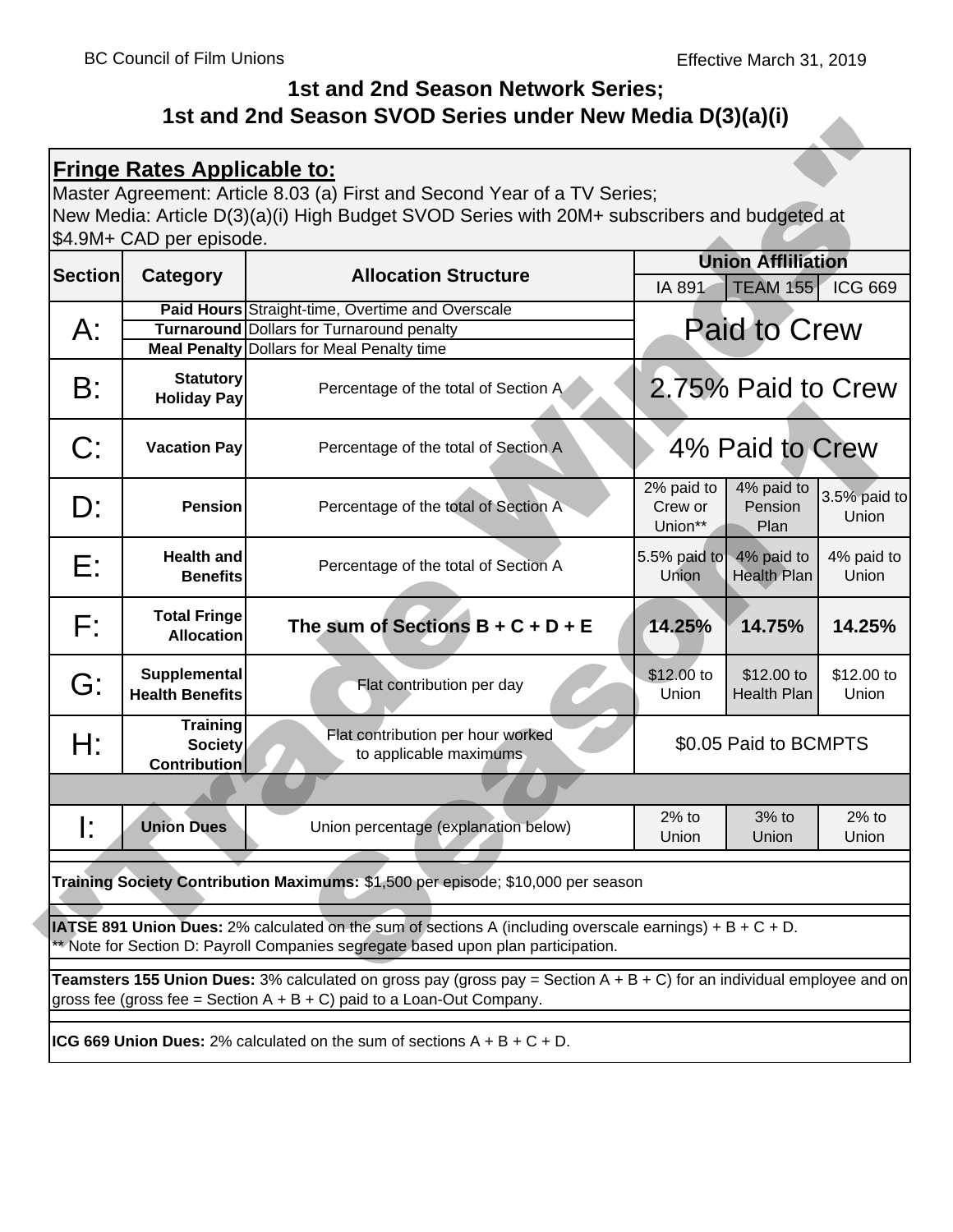BC Council of Film Unions

Effective March 31, 2019

# 1st and 2nd Season Network Series;
# 1st and 2nd Season SVOD Series under New Media D(3)(a)(i)

**Fringe Rates Applicable to:**
Master Agreement: Article 8.03 (a) First and Second Year of a TV Series;
New Media: Article D(3)(a)(i) High Budget SVOD Series with 20M+ subscribers and budgeted at $4.9M+ CAD per episode.

| Section | Category | | Allocation Structure | Union Affiliation | | |
|---|---|---|---|---|---|---|
| | | | | IA 891 | TEAM 155 | ICG 669 |
| A: | | Paid Hours | Straight-time, Overtime and Overscale | Paid to Crew | | |
| | | Turnaround | Dollars for Turnaround penalty | | | |
| | | Meal Penalty | Dollars for Meal Penalty time | | | |
| B: | Statutory Holiday Pay | | Percentage of the total of Section A | 2.75% Paid to Crew | | |
| C: | Vacation Pay | | Percentage of the total of Section A | 4% Paid to Crew | | |
| D: | Pension | | Percentage of the total of Section A | 2% paid to Crew or Union** | 4% paid to Pension Plan | 3.5% paid to Union |
| E: | Health and Benefits | | Percentage of the total of Section A | 5.5% paid to Union | 4% paid to Health Plan | 4% paid to Union |
| F: | Total Fringe Allocation | | **The sum of Sections B + C + D + E** | **14.25%** | **14.75%** | **14.25%** |
| G: | Supplemental Health Benefits | | Flat contribution per day | $12.00 to Union | $12.00 to Health Plan | $12.00 to Union |
| H: | Training Society Contribution | | Flat contribution per hour worked to applicable maximums | $0.05 Paid to BCMPTS | | |
| I: | Union Dues | | Union percentage (explanation below) | 2% to Union | 3% to Union | 2% to Union |

**Training Society Contribution Maximums:** $1,500 per episode; $10,000 per season

**IATSE 891 Union Dues:** 2% calculated on the sum of sections A (including overscale earnings) + B + C + D.
** Note for Section D: Payroll Companies segregate based upon plan participation.

**Teamsters 155 Union Dues:** 3% calculated on gross pay (gross pay = Section A + B + C) for an individual employee and on gross fee (gross fee = Section A + B + C) paid to a Loan-Out Company.

**ICG 669 Union Dues:** 2% calculated on the sum of sections A + B + C + D.